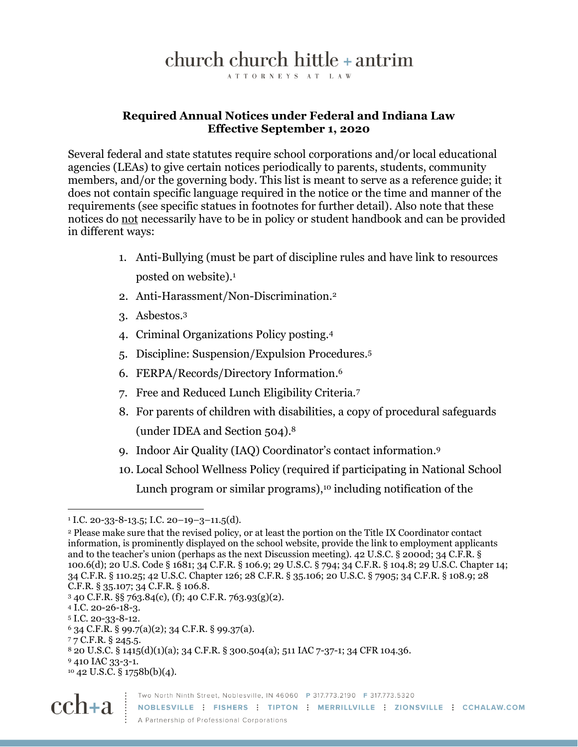# church church hittle + antrim

ATTORNEYS AT LAW

## Required Annual Notices under Federal and Indiana Law
## Effective September 1, 2020

Several federal and state statutes require school corporations and/or local educational agencies (LEAs) to give certain notices periodically to parents, students, community members, and/or the governing body. This list is meant to serve as a reference guide; it does not contain specific language required in the notice or the time and manner of the requirements (see specific statues in footnotes for further detail). Also note that these notices do not necessarily have to be in policy or student handbook and can be provided in different ways:

1. Anti-Bullying (must be part of discipline rules and have link to resources posted on website).[1]
2. Anti-Harassment/Non-Discrimination.[2]
3. Asbestos.[3]
4. Criminal Organizations Policy posting.[4]
5. Discipline: Suspension/Expulsion Procedures.[5]
6. FERPA/Records/Directory Information.[6]
7. Free and Reduced Lunch Eligibility Criteria.[7]
8. For parents of children with disabilities, a copy of procedural safeguards (under IDEA and Section 504).[8]
9. Indoor Air Quality (IAQ) Coordinator's contact information.[9]
10. Local School Wellness Policy (required if participating in National School Lunch program or similar programs),[10] including notification of the

---

[1] I.C. 20-33-8-13.5; I.C. 20–19–3–11.5(d).

[2] Please make sure that the revised policy, or at least the portion on the Title IX Coordinator contact information, is prominently displayed on the school website, provide the link to employment applicants and to the teacher's union (perhaps as the next Discussion meeting). 42 U.S.C. § 2000d; 34 C.F.R. § 100.6(d); 20 U.S. Code § 1681; 34 C.F.R. § 106.9; 29 U.S.C. § 794; 34 C.F.R. § 104.8; 29 U.S.C. Chapter 14; 34 C.F.R. § 110.25; 42 U.S.C. Chapter 126; 28 C.F.R. § 35.106; 20 U.S.C. § 7905; 34 C.F.R. § 108.9; 28 C.F.R. § 35.107; 34 C.F.R. § 106.8.

[3] 40 C.F.R. §§ 763.84(c), (f); 40 C.F.R. 763.93(g)(2).

[4] I.C. 20-26-18-3.

[5] I.C. 20-33-8-12.

[6] 34 C.F.R. § 99.7(a)(2); 34 C.F.R. § 99.37(a).

[7] 7 C.F.R. § 245.5.

[8] 20 U.S.C. § 1415(d)(1)(a); 34 C.F.R. § 300.504(a); 511 IAC 7-37-1; 34 CFR 104.36.

[9] 410 IAC 33-3-1.

[10] 42 U.S.C. § 1758b(b)(4).

Two North Ninth Street, Noblesville, IN 46060 P 317.773.2190 F 317.773.5320

NOBLESVILLE : FISHERS : TIPTON : MERRILLVILLE : ZIONSVILLE : CCHALAW.COM

A Partnership of Professional Corporations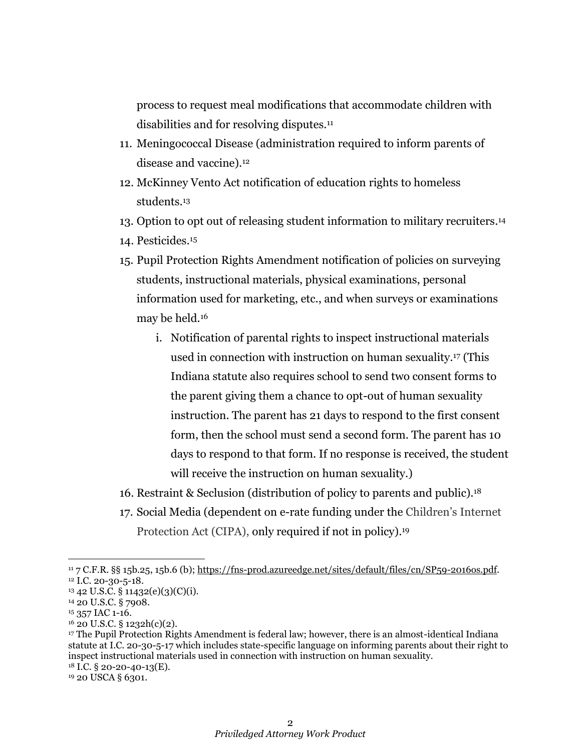process to request meal modifications that accommodate children with disabilities and for resolving disputes.[11]

11. Meningococcal Disease (administration required to inform parents of disease and vaccine).[12]
12. McKinney Vento Act notification of education rights to homeless students.[13]
13. Option to opt out of releasing student information to military recruiters.[14]
14. Pesticides.[15]
15. Pupil Protection Rights Amendment notification of policies on surveying students, instructional materials, physical examinations, personal information used for marketing, etc., and when surveys or examinations may be held.[16]
    i. Notification of parental rights to inspect instructional materials used in connection with instruction on human sexuality.[17] (This Indiana statute also requires school to send two consent forms to the parent giving them a chance to opt-out of human sexuality instruction. The parent has 21 days to respond to the first consent form, then the school must send a second form. The parent has 10 days to respond to that form. If no response is received, the student will receive the instruction on human sexuality.)
16. Restraint & Seclusion (distribution of policy to parents and public).[18]
17. Social Media (dependent on e-rate funding under the Children's Internet Protection Act (CIPA), only required if not in policy).[19]

---

[11] 7 C.F.R. §§ 15b.25, 15b.6 (b); https://fns-prod.azureedge.net/sites/default/files/cn/SP59-2016os.pdf.

[12] I.C. 20-30-5-18.

[13] 42 U.S.C. § 11432(e)(3)(C)(i).

[14] 20 U.S.C. § 7908.

[15] 357 IAC 1-16.

[16] 20 U.S.C. § 1232h(c)(2).

[17] The Pupil Protection Rights Amendment is federal law; however, there is an almost-identical Indiana statute at I.C. 20-30-5-17 which includes state-specific language on informing parents about their right to inspect instructional materials used in connection with instruction on human sexuality.

[18] I.C. § 20-20-40-13(E).

[19] 20 USCA § 6301.

*Priviledged Attorney Work Product*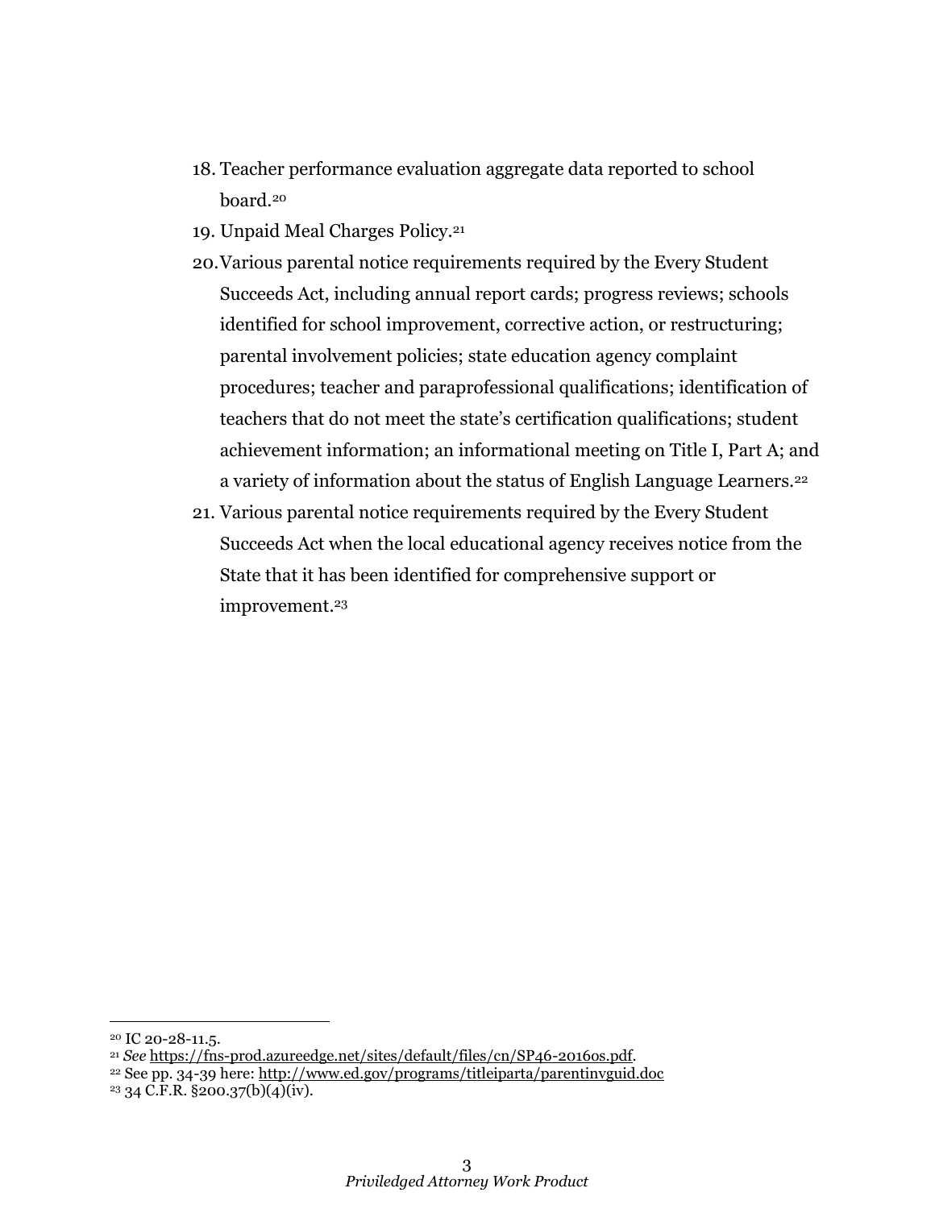18. Teacher performance evaluation aggregate data reported to school board.[20]
19. Unpaid Meal Charges Policy.[21]
20. Various parental notice requirements required by the Every Student Succeeds Act, including annual report cards; progress reviews; schools identified for school improvement, corrective action, or restructuring; parental involvement policies; state education agency complaint procedures; teacher and paraprofessional qualifications; identification of teachers that do not meet the state's certification qualifications; student achievement information; an informational meeting on Title I, Part A; and a variety of information about the status of English Language Learners.[22]
21. Various parental notice requirements required by the Every Student Succeeds Act when the local educational agency receives notice from the State that it has been identified for comprehensive support or improvement.[23]

---

[20] IC 20-28-11.5.

[21] *See* https://fns-prod.azureedge.net/sites/default/files/cn/SP46-2016os.pdf.

[22] See pp. 34-39 here: http://www.ed.gov/programs/titleiparta/parentinvguid.doc

[23] 34 C.F.R. §200.37(b)(4)(iv).

*Priviledged Attorney Work Product*